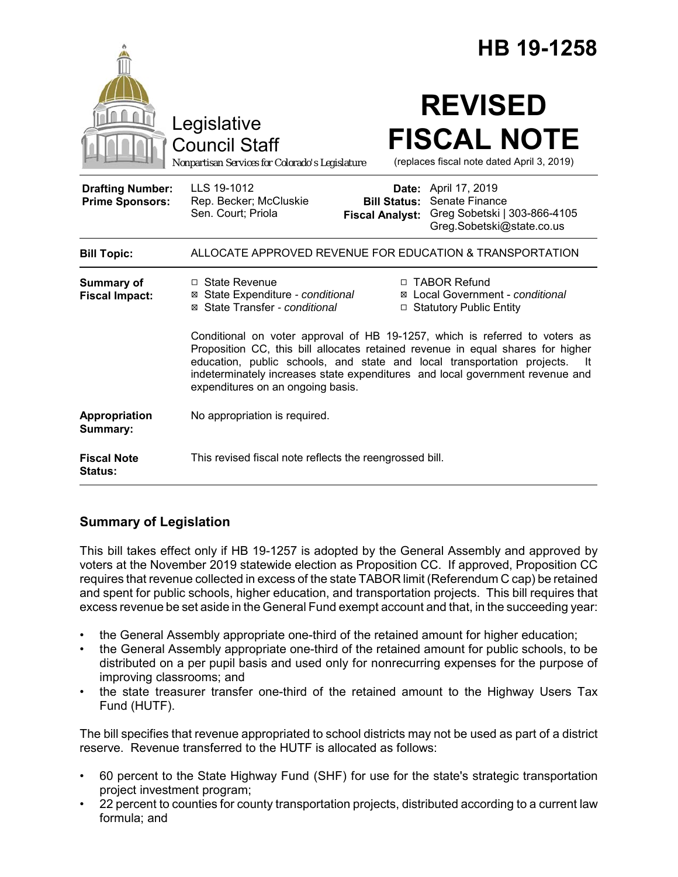# HB 19-1258

Legislative Council Staff
*Nonpartisan Services for Colorado's Legislature*

# REVISED FISCAL NOTE

(replaces fiscal note dated April 3, 2019)

| | | | |
|---|---|---|---|
| **Drafting Number:** | LLS 19-1012 | **Date:** | April 17, 2019 |
| **Prime Sponsors:** | Rep. Becker; McCluskie<br>Sen. Court; Priola | **Bill Status:** | Senate Finance |
| | | **Fiscal Analyst:** | Greg Sobetski \| 303-866-4105<br>Greg.Sobetski@state.co.us |

| | |
|---|---|
| **Bill Topic:** | ALLOCATE APPROVED REVENUE FOR EDUCATION & TRANSPORTATION |
| **Summary of Fiscal Impact:** | ☐ State Revenue<br>☒ State Expenditure - *conditional*<br>☒ State Transfer - *conditional*<br>☐ TABOR Refund<br>☒ Local Government - *conditional*<br>☐ Statutory Public Entity<br><br>Conditional on voter approval of HB 19-1257, which is referred to voters as Proposition CC, this bill allocates retained revenue in equal shares for higher education, public schools, and state and local transportation projects. It indeterminately increases state expenditures and local government revenue and expenditures on an ongoing basis. |
| **Appropriation Summary:** | No appropriation is required. |
| **Fiscal Note Status:** | This revised fiscal note reflects the reengrossed bill. |

## Summary of Legislation

This bill takes effect only if HB 19-1257 is adopted by the General Assembly and approved by voters at the November 2019 statewide election as Proposition CC. If approved, Proposition CC requires that revenue collected in excess of the state TABOR limit (Referendum C cap) be retained and spent for public schools, higher education, and transportation projects. This bill requires that excess revenue be set aside in the General Fund exempt account and that, in the succeeding year:

- the General Assembly appropriate one-third of the retained amount for higher education;
- the General Assembly appropriate one-third of the retained amount for public schools, to be distributed on a per pupil basis and used only for nonrecurring expenses for the purpose of improving classrooms; and
- the state treasurer transfer one-third of the retained amount to the Highway Users Tax Fund (HUTF).

The bill specifies that revenue appropriated to school districts may not be used as part of a district reserve. Revenue transferred to the HUTF is allocated as follows:

- 60 percent to the State Highway Fund (SHF) for use for the state's strategic transportation project investment program;
- 22 percent to counties for county transportation projects, distributed according to a current law formula; and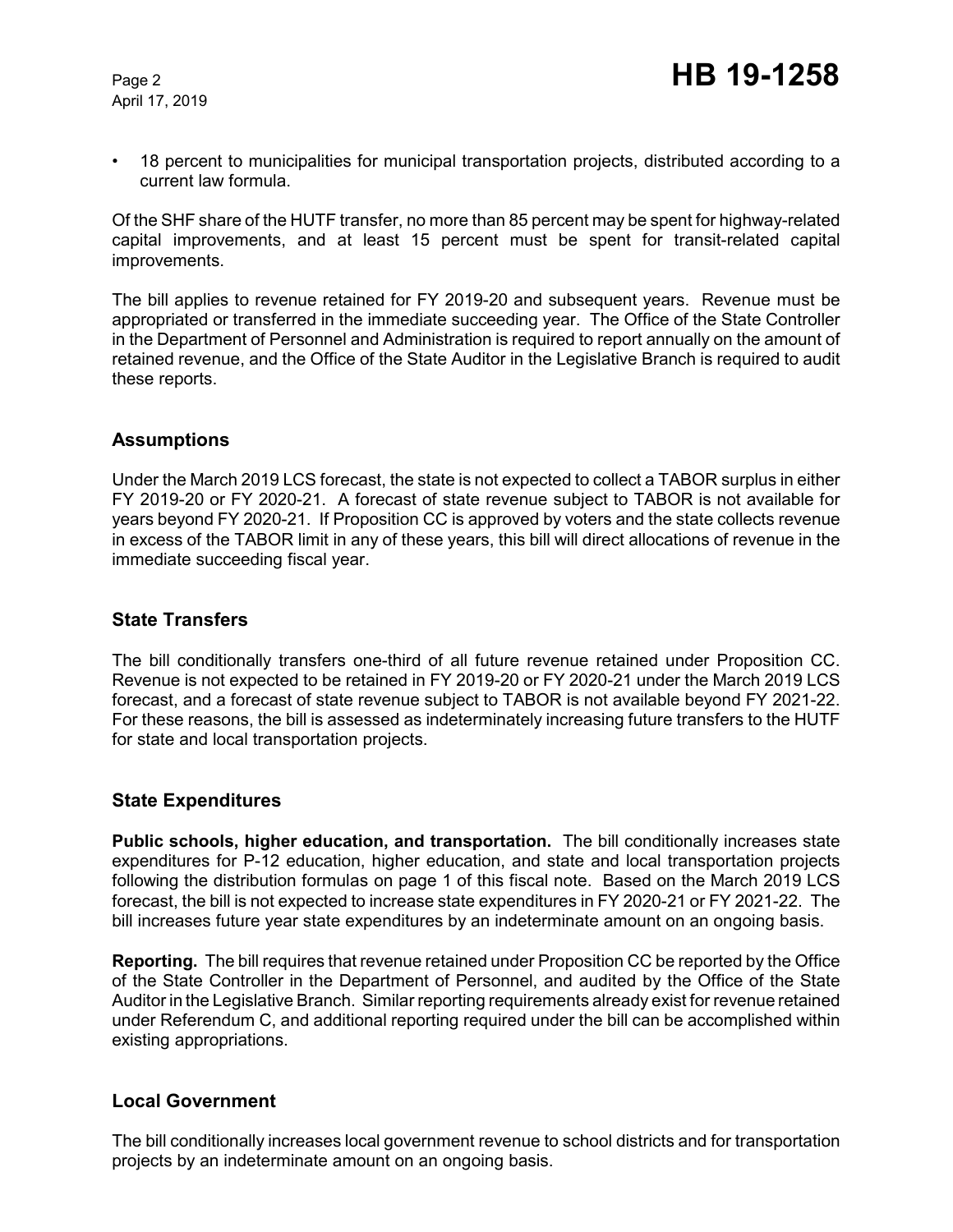- 18 percent to municipalities for municipal transportation projects, distributed according to a current law formula.

Of the SHF share of the HUTF transfer, no more than 85 percent may be spent for highway-related capital improvements, and at least 15 percent must be spent for transit-related capital improvements.

The bill applies to revenue retained for FY 2019-20 and subsequent years. Revenue must be appropriated or transferred in the immediate succeeding year. The Office of the State Controller in the Department of Personnel and Administration is required to report annually on the amount of retained revenue, and the Office of the State Auditor in the Legislative Branch is required to audit these reports.

## Assumptions

Under the March 2019 LCS forecast, the state is not expected to collect a TABOR surplus in either FY 2019-20 or FY 2020-21. A forecast of state revenue subject to TABOR is not available for years beyond FY 2020-21. If Proposition CC is approved by voters and the state collects revenue in excess of the TABOR limit in any of these years, this bill will direct allocations of revenue in the immediate succeeding fiscal year.

## State Transfers

The bill conditionally transfers one-third of all future revenue retained under Proposition CC. Revenue is not expected to be retained in FY 2019-20 or FY 2020-21 under the March 2019 LCS forecast, and a forecast of state revenue subject to TABOR is not available beyond FY 2021-22. For these reasons, the bill is assessed as indeterminately increasing future transfers to the HUTF for state and local transportation projects.

## State Expenditures

**Public schools, higher education, and transportation.** The bill conditionally increases state expenditures for P-12 education, higher education, and state and local transportation projects following the distribution formulas on page 1 of this fiscal note. Based on the March 2019 LCS forecast, the bill is not expected to increase state expenditures in FY 2020-21 or FY 2021-22. The bill increases future year state expenditures by an indeterminate amount on an ongoing basis.

**Reporting.** The bill requires that revenue retained under Proposition CC be reported by the Office of the State Controller in the Department of Personnel, and audited by the Office of the State Auditor in the Legislative Branch. Similar reporting requirements already exist for revenue retained under Referendum C, and additional reporting required under the bill can be accomplished within existing appropriations.

## Local Government

The bill conditionally increases local government revenue to school districts and for transportation projects by an indeterminate amount on an ongoing basis.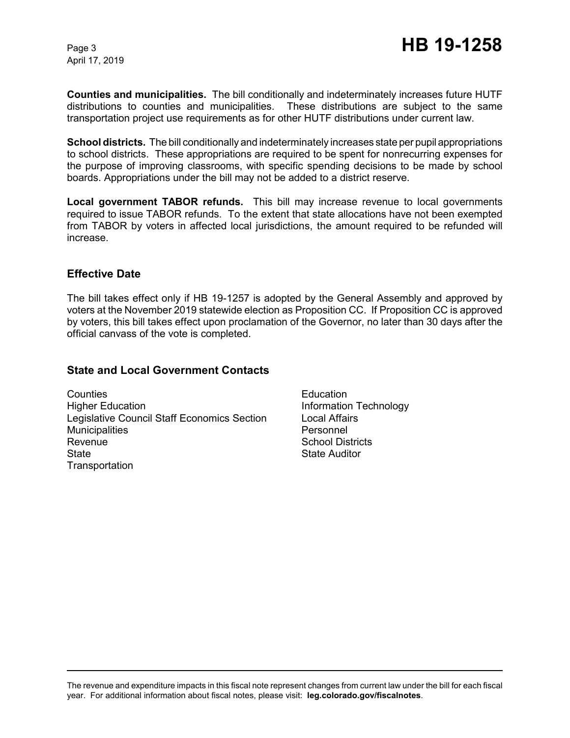**Counties and municipalities.** The bill conditionally and indeterminately increases future HUTF distributions to counties and municipalities. These distributions are subject to the same transportation project use requirements as for other HUTF distributions under current law.

**School districts.** The bill conditionally and indeterminately increases state per pupil appropriations to school districts. These appropriations are required to be spent for nonrecurring expenses for the purpose of improving classrooms, with specific spending decisions to be made by school boards. Appropriations under the bill may not be added to a district reserve.

**Local government TABOR refunds.** This bill may increase revenue to local governments required to issue TABOR refunds. To the extent that state allocations have not been exempted from TABOR by voters in affected local jurisdictions, the amount required to be refunded will increase.

## Effective Date

The bill takes effect only if HB 19-1257 is adopted by the General Assembly and approved by voters at the November 2019 statewide election as Proposition CC. If Proposition CC is approved by voters, this bill takes effect upon proclamation of the Governor, no later than 30 days after the official canvass of the vote is completed.

## State and Local Government Contacts

| | |
|---|---|
| Counties | Education |
| Higher Education | Information Technology |
| Legislative Council Staff Economics Section | Local Affairs |
| Municipalities | Personnel |
| Revenue | School Districts |
| State | State Auditor |
| Transportation | |

The revenue and expenditure impacts in this fiscal note represent changes from current law under the bill for each fiscal year. For additional information about fiscal notes, please visit: **leg.colorado.gov/fiscalnotes**.